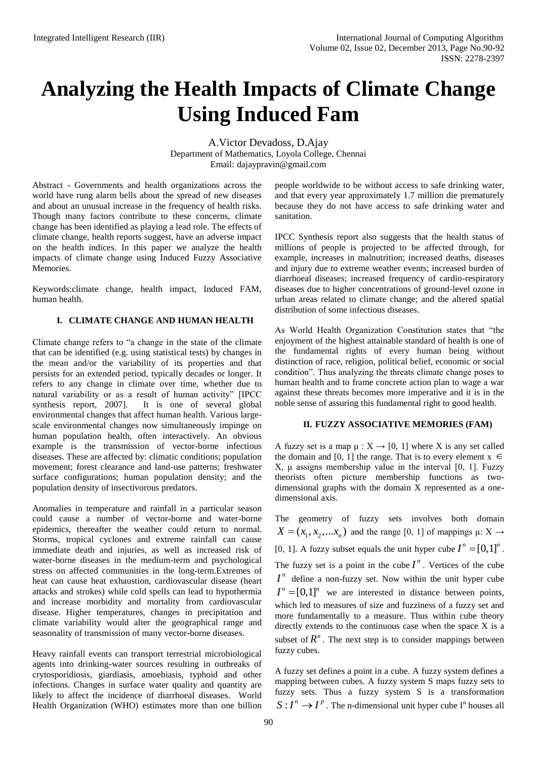# Analyzing the Health Impacts of Climate Change Using Induced Fam

A.Victor Devadoss, D.Ajay
Department of Mathematics, Loyola College, Chennai
Email: dajaypravin@gmail.com

Abstract - Governments and health organizations across the world have rung alarm bells about the spread of new diseases and about an unusual increase in the frequency of health risks. Though many factors contribute to these concerns, climate change has been identified as playing a lead role. The effects of climate change, health reports suggest, have an adverse impact on the health indices. In this paper we analyze the health impacts of climate change using Induced Fuzzy Associative Memories.

Keywords:climate change, health impact, Induced FAM, human health.

## I. CLIMATE CHANGE AND HUMAN HEALTH

Climate change refers to "a change in the state of the climate that can be identified (e.g. using statistical tests) by changes in the mean and/or the variability of its properties and that persists for an extended period, typically decades or longer. It refers to any change in climate over time, whether due to natural variability or as a result of human activity" [IPCC synthesis report, 2007]. It is one of several global environmental changes that affect human health. Various large-scale environmental changes now simultaneously impinge on human population health, often interactively. An obvious example is the transmission of vector-borne infectious diseases. These are affected by: climatic conditions; population movement; forest clearance and land-use patterns; freshwater surface configurations; human population density; and the population density of insectivorous predators.

Anomalies in temperature and rainfall in a particular season could cause a number of vector-borne and water-borne epidemics, thereafter the weather could return to normal. Storms, tropical cyclones and extreme rainfall can cause immediate death and injuries, as well as increased risk of water-borne diseases in the medium-term and psychological stress on affected communities in the long-term.Extremes of heat can cause heat exhaustion, cardiovascular disease (heart attacks and strokes) while cold spells can lead to hypothermia and increase morbidity and mortality from cardiovascular disease. Higher temperatures, changes in precipitation and climate variability would alter the geographical range and seasonality of transmission of many vector-borne diseases.

Heavy rainfall events can transport terrestrial microbiological agents into drinking-water sources resulting in outbreaks of crytosporidiosis, giardiasis, amoebiasis, typhoid and other infections. Changes in surface water quality and quantity are likely to affect the incidence of diarrhoeal diseases. World Health Organization (WHO) estimates more than one billion people worldwide to be without access to safe drinking water, and that every year approximately 1.7 million die prematurely because they do not have access to safe drinking water and sanitation.

IPCC Synthesis report also suggests that the health status of millions of people is projected to be affected through, for example, increases in malnutrition; increased deaths, diseases and injury due to extreme weather events; increased burden of diarrhoeal diseases; increased frequency of cardio-respiratory diseases due to higher concentrations of ground-level ozone in urban areas related to climate change; and the altered spatial distribution of some infectious diseases.

As World Health Organization Constitution states that "the enjoyment of the highest attainable standard of health is one of the fundamental rights of every human being without distinction of race, religion, political belief, economic or social condition". Thus analyzing the threats climate change poses to human health and to frame concrete action plan to wage a war against these threats becomes more imperative and it is in the noble sense of assuring this fundamental right to good health.

## II. FUZZY ASSOCIATIVE MEMORIES (FAM)

A fuzzy set is a map $\mu : X \rightarrow [0, 1]$ where X is any set called the domain and [0, 1] the range. That is to every element $x \in X$, μ assigns membership value in the interval [0, 1]. Fuzzy theorists often picture membership functions as two-dimensional graphs with the domain X represented as a one-dimensional axis.

The geometry of fuzzy sets involves both domain $X = (x_1, x_2, ...x_n)$ and the range [0, 1] of mappings $\mu: X \rightarrow [0, 1]$. A fuzzy subset equals the unit hyper cube $I^n = [0,1]^n$. The fuzzy set is a point in the cube $I^n$. Vertices of the cube $I^n$ define a non-fuzzy set. Now within the unit hyper cube $I^n = [0,1]^n$ we are interested in distance between points, which led to measures of size and fuzziness of a fuzzy set and more fundamentally to a measure. Thus within cube theory directly extends to the continuous case when the space X is a subset of $R^n$. The next step is to consider mappings between fuzzy cubes.

A fuzzy set defines a point in a cube. A fuzzy system defines a mapping between cubes. A fuzzy system S maps fuzzy sets to fuzzy sets. Thus a fuzzy system S is a transformation $S : I^n \rightarrow I^p$. The n-dimensional unit hyper cube $I^n$ houses all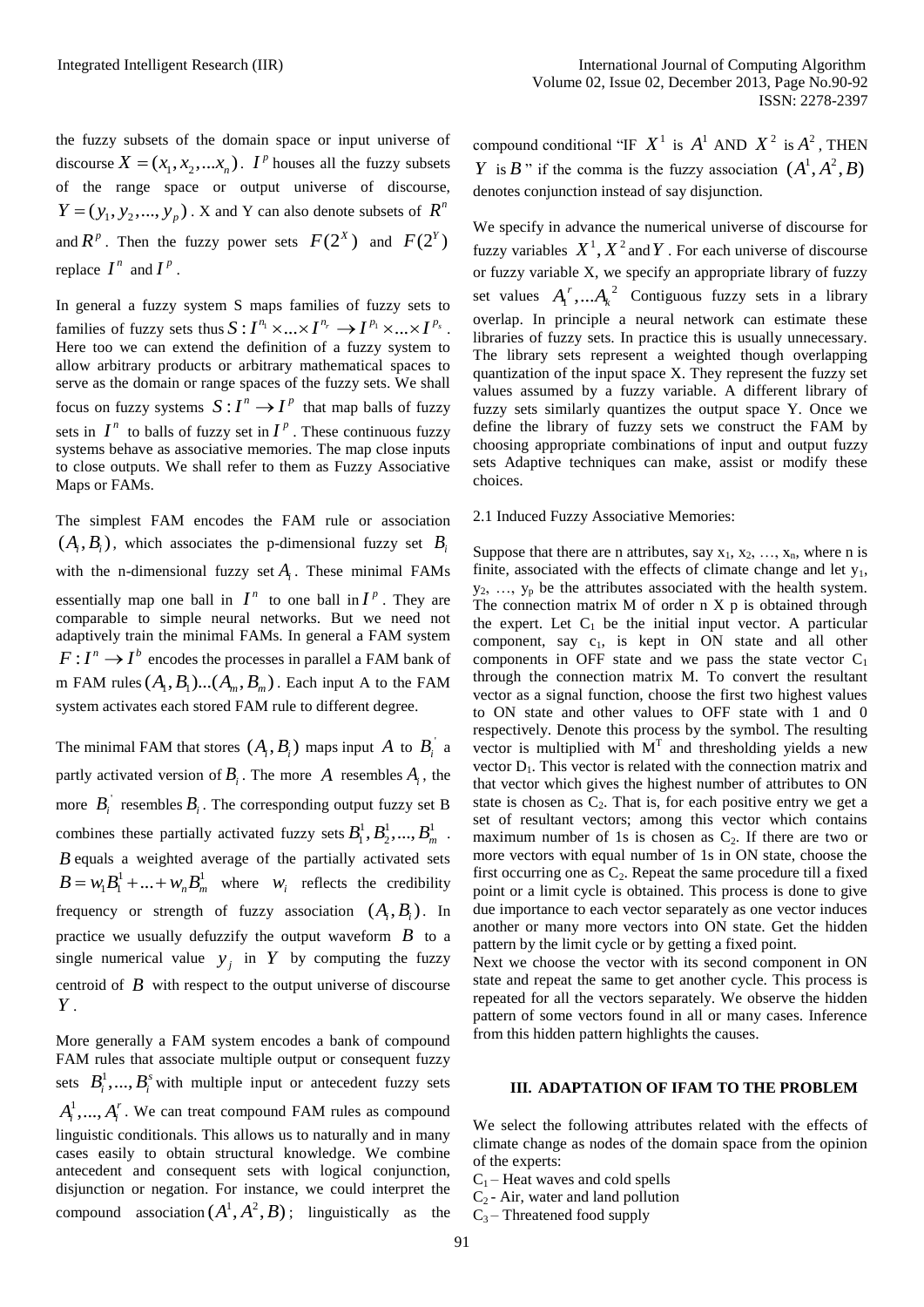the fuzzy subsets of the domain space or input universe of discourse $X = (x_1, x_2, ...x_n)$. $I^p$ houses all the fuzzy subsets of the range space or output universe of discourse, $Y = (y_1, y_2, ..., y_p)$. X and Y can also denote subsets of $R^n$ and $R^p$. Then the fuzzy power sets $F(2^X)$ and $F(2^Y)$ replace $I^n$ and $I^p$.

In general a fuzzy system S maps families of fuzzy sets to families of fuzzy sets thus $S: I^{n_1} \times ... \times I^{n_r} \to I^{p_1} \times ... \times I^{p_s}$. Here too we can extend the definition of a fuzzy system to allow arbitrary products or arbitrary mathematical spaces to serve as the domain or range spaces of the fuzzy sets. We shall focus on fuzzy systems $S: I^n \to I^p$ that map balls of fuzzy sets in $I^n$ to balls of fuzzy set in $I^p$. These continuous fuzzy systems behave as associative memories. The map close inputs to close outputs. We shall refer to them as Fuzzy Associative Maps or FAMs.

The simplest FAM encodes the FAM rule or association $(A_i, B_i)$, which associates the p-dimensional fuzzy set $B_i$ with the n-dimensional fuzzy set $A_i$. These minimal FAMs essentially map one ball in $I^n$ to one ball in $I^p$. They are comparable to simple neural networks. But we need not adaptively train the minimal FAMs. In general a FAM system $F: I^n \to I^b$ encodes the processes in parallel a FAM bank of m FAM rules $(A_1, B_1)...(A_m, B_m)$. Each input A to the FAM system activates each stored FAM rule to different degree.

The minimal FAM that stores $(A_i, B_i)$ maps input $A$ to $B_i^{'}$ a partly activated version of $B_i$. The more $A$ resembles $A_i$, the more $B_i^{'}$ resembles $B_i$. The corresponding output fuzzy set B combines these partially activated fuzzy sets $B_1^1, B_2^1, ..., B_m^1$. $B$ equals a weighted average of the partially activated sets $B = w_1 B_1^1 + ... + w_n B_m^1$ where $w_i$ reflects the credibility frequency or strength of fuzzy association $(A_i, B_i)$. In practice we usually defuzzify the output waveform $B$ to a single numerical value $y_j$ in $Y$ by computing the fuzzy centroid of $B$ with respect to the output universe of discourse $Y$.

More generally a FAM system encodes a bank of compound FAM rules that associate multiple output or consequent fuzzy sets $B_i^1, ..., B_i^s$ with multiple input or antecedent fuzzy sets $A_i^1, ..., A_i^r$. We can treat compound FAM rules as compound linguistic conditionals. This allows us to naturally and in many cases easily to obtain structural knowledge. We combine antecedent and consequent sets with logical conjunction, disjunction or negation. For instance, we could interpret the compound association $(A^1, A^2, B)$; linguistically as the compound conditional "IF $X^1$ is $A^1$ AND $X^2$ is $A^2$, THEN $Y$ is $B$" if the comma is the fuzzy association $(A^1, A^2, B)$ denotes conjunction instead of say disjunction.

We specify in advance the numerical universe of discourse for fuzzy variables $X^1$, $X^2$ and $Y$. For each universe of discourse or fuzzy variable X, we specify an appropriate library of fuzzy set values $A_1^r, ...A_k^2$ Contiguous fuzzy sets in a library overlap. In principle a neural network can estimate these libraries of fuzzy sets. In practice this is usually unnecessary. The library sets represent a weighted though overlapping quantization of the input space X. They represent the fuzzy set values assumed by a fuzzy variable. A different library of fuzzy sets similarly quantizes the output space Y. Once we define the library of fuzzy sets we construct the FAM by choosing appropriate combinations of input and output fuzzy sets Adaptive techniques can make, assist or modify these choices.

2.1 Induced Fuzzy Associative Memories:

Suppose that there are n attributes, say $x_1, x_2, \ldots, x_n$, where n is finite, associated with the effects of climate change and let $y_1, y_2, \ldots, y_p$ be the attributes associated with the health system. The connection matrix M of order n X p is obtained through the expert. Let $C_1$ be the initial input vector. A particular component, say $c_1$, is kept in ON state and all other components in OFF state and we pass the state vector $C_1$ through the connection matrix M. To convert the resultant vector as a signal function, choose the first two highest values to ON state and other values to OFF state with 1 and 0 respectively. Denote this process by the symbol. The resulting vector is multiplied with $M^T$ and thresholding yields a new vector $D_1$. This vector is related with the connection matrix and that vector which gives the highest number of attributes to ON state is chosen as $C_2$. That is, for each positive entry we get a set of resultant vectors; among this vector which contains maximum number of 1s is chosen as $C_2$. If there are two or more vectors with equal number of 1s in ON state, choose the first occurring one as $C_2$. Repeat the same procedure till a fixed point or a limit cycle is obtained. This process is done to give due importance to each vector separately as one vector induces another or many more vectors into ON state. Get the hidden pattern by the limit cycle or by getting a fixed point.
Next we choose the vector with its second component in ON state and repeat the same to get another cycle. This process is repeated for all the vectors separately. We observe the hidden pattern of some vectors found in all or many cases. Inference from this hidden pattern highlights the causes.

## III. ADAPTATION OF IFAM TO THE PROBLEM

We select the following attributes related with the effects of climate change as nodes of the domain space from the opinion of the experts:

$C_1$ – Heat waves and cold spells
$C_2$ - Air, water and land pollution
$C_3$ – Threatened food supply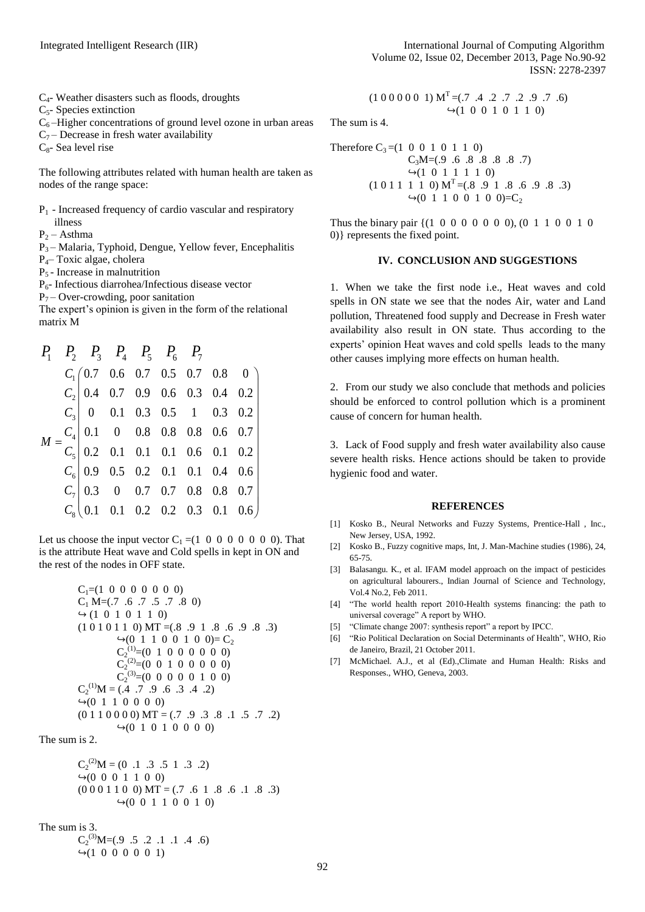$C_4$- Weather disasters such as floods, droughts

$C_5$- Species extinction

$C_6$ –Higher concentrations of ground level ozone in urban areas

$C_7$ – Decrease in fresh water availability

$C_8$- Sea level rise

The following attributes related with human health are taken as nodes of the range space:

$P_1$ - Increased frequency of cardio vascular and respiratory illness

$P_2$ – Asthma

$P_3$ – Malaria, Typhoid, Dengue, Yellow fever, Encephalitis

$P_4$– Toxic algae, cholera

$P_5$ - Increase in malnutrition

$P_6$- Infectious diarrohea/Infectious disease vector

$P_7$ – Over-crowding, poor sanitation

The expert's opinion is given in the form of the relational matrix M

$$
M = \begin{array}{c} \\ C_1 \\ C_2 \\ C_3 \\ C_4 \\ C_5 \\ C_6 \\ C_7 \\ C_8 \end{array}
\begin{array}{c} \begin{array}{ccccccc} P_1 & P_2 & P_3 & P_4 & P_5 & P_6 & P_7 \end{array} \\
\begin{pmatrix}
0.7 & 0.6 & 0.7 & 0.5 & 0.7 & 0.8 & 0 \\
0.4 & 0.7 & 0.9 & 0.6 & 0.3 & 0.4 & 0.2 \\
0 & 0.1 & 0.3 & 0.5 & 1 & 0.3 & 0.2 \\
0.1 & 0 & 0.8 & 0.8 & 0.8 & 0.6 & 0.7 \\
0.2 & 0.1 & 0.1 & 0.1 & 0.6 & 0.1 & 0.2 \\
0.9 & 0.5 & 0.2 & 0.1 & 0.1 & 0.4 & 0.6 \\
0.3 & 0 & 0.7 & 0.7 & 0.8 & 0.8 & 0.7 \\
0.1 & 0.1 & 0.2 & 0.2 & 0.3 & 0.1 & 0.6
\end{pmatrix} \end{array}
$$

Let us choose the input vector $C_1$ =(1 0 0 0 0 0 0 0). That is the attribute Heat wave and Cold spells in kept in ON and the rest of the nodes in OFF state.

$C_1$=(1 0 0 0 0 0 0 0)
$C_1$ M=(.7 .6 .7 .5 .7 .8 0)
↪ (1 0 1 0 1 1 0)
(1 0 1 0 1 1 0) MT =(.8 .9 1 .8 .6 .9 .8 .3)
↪(0 1 1 0 0 1 0 0)= $C_2$
$C_2^{(1)}$=(0 1 0 0 0 0 0 0)
$C_2^{(2)}$=(0 0 1 0 0 0 0 0)
$C_2^{(3)}$=(0 0 0 0 0 1 0 0)
$C_2^{(1)}$M = (.4 .7 .9 .6 .3 .4 .2)
↪(0 1 1 0 0 0 0)
(0 1 1 0 0 0 0) MT = (.7 .9 .3 .8 .1 .5 .7 .2)
↪(0 1 0 1 0 0 0 0)

The sum is 2.

$C_2^{(2)}$M = (0 .1 .3 .5 1 .3 .2)
↪(0 0 0 1 1 0 0)
(0 0 0 1 1 0 0) MT = (.7 .6 1 .8 .6 .1 .8 .3)
↪(0 0 1 1 0 0 1 0)

The sum is 3.

$C_2^{(3)}$M=(.9 .5 .2 .1 .1 .4 .6)
↪(1 0 0 0 0 0 1)
(1 0 0 0 0 0 1) $M^T$ =(.7 .4 .2 .7 .2 .9 .7 .6)
↪(1 0 0 1 0 1 1 0)

The sum is 4.

Therefore $C_3$ =(1 0 0 1 0 1 1 0)
$C_3$M=(.9 .6 .8 .8 .8 .8 .7)
↪(1 0 1 1 1 1 0)
(1 0 1 1 1 1 0) $M^T$ =(.8 .9 1 .8 .6 .9 .8 .3)
↪(0 1 1 0 0 1 0 0)=$C_2$

Thus the binary pair {(1 0 0 0 0 0 0 0), (0 1 1 0 0 1 0 0)} represents the fixed point.

## IV. CONCLUSION AND SUGGESTIONS

1. When we take the first node i.e., Heat waves and cold spells in ON state we see that the nodes Air, water and Land pollution, Threatened food supply and Decrease in Fresh water availability also result in ON state. Thus according to the experts' opinion Heat waves and cold spells leads to the many other causes implying more effects on human health.

2. From our study we also conclude that methods and policies should be enforced to control pollution which is a prominent cause of concern for human health.

3. Lack of Food supply and fresh water availability also cause severe health risks. Hence actions should be taken to provide hygienic food and water.

## REFERENCES

[1] Kosko B., Neural Networks and Fuzzy Systems, Prentice-Hall , Inc., New Jersey, USA, 1992.

[2] Kosko B., Fuzzy cognitive maps, Int, J. Man-Machine studies (1986), 24, 65-75.

[3] Balasangu. K., et al. IFAM model approach on the impact of pesticides on agricultural labourers., Indian Journal of Science and Technology, Vol.4 No.2, Feb 2011.

[4] "The world health report 2010-Health systems financing: the path to universal coverage" A report by WHO.

[5] "Climate change 2007: synthesis report" a report by IPCC.

[6] "Rio Political Declaration on Social Determinants of Health", WHO, Rio de Janeiro, Brazil, 21 October 2011.

[7] McMichael. A.J., et al (Ed).,Climate and Human Health: Risks and Responses., WHO, Geneva, 2003.